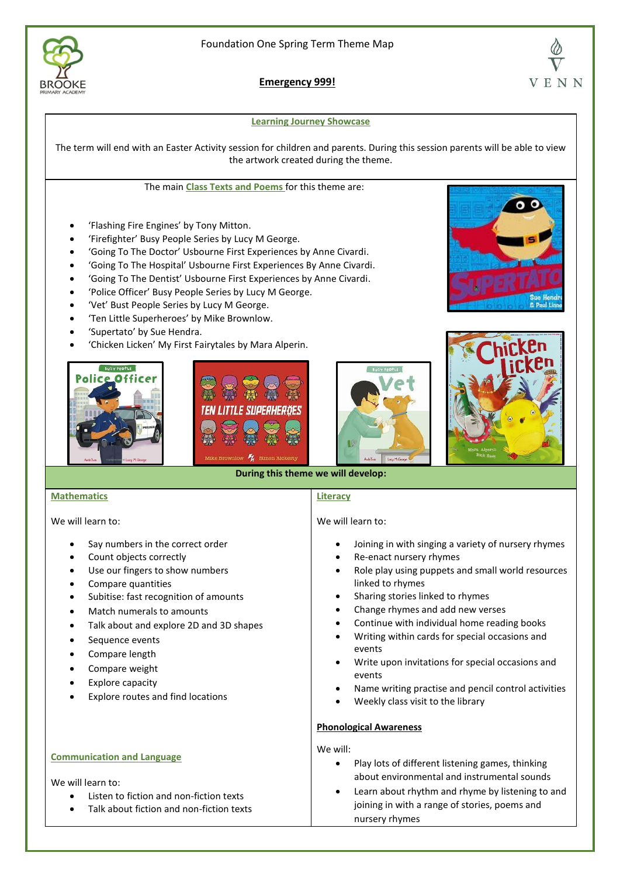Foundation One Spring Term Theme Map

# Emergency 999!

## Learning Journey Showcase

The term will end with an Easter Activity session for children and parents. During this session parents will be able to view the artwork created during the theme.

The main **Class Texts and Poems** for this theme are:

- 'Flashing Fire Engines' by Tony Mitton.
- 'Firefighter' Busy People Series by Lucy M George.
- 'Going To The Doctor' Usbourne First Experiences by Anne Civardi.
- 'Going To The Hospital' Usbourne First Experiences By Anne Civardi.
- 'Going To The Dentist' Usbourne First Experiences by Anne Civardi.
- 'Police Officer' Busy People Series by Lucy M George.
- 'Vet' Bust People Series by Lucy M George.
- 'Ten Little Superheroes' by Mike Brownlow.
- 'Supertato' by Sue Hendra.
- 'Chicken Licken' My First Fairytales by Mara Alperin.

**During this theme we will develop:**

## Mathematics

We will learn to:

- Say numbers in the correct order
- Count objects correctly
- Use our fingers to show numbers
- Compare quantities
- Subitise: fast recognition of amounts
- Match numerals to amounts
- Talk about and explore 2D and 3D shapes
- Sequence events
- Compare length
- Compare weight
- Explore capacity
- Explore routes and find locations

## Communication and Language

We will learn to:

- Listen to fiction and non-fiction texts
- Talk about fiction and non-fiction texts

## Literacy

We will learn to:

- Joining in with singing a variety of nursery rhymes
- Re-enact nursery rhymes
- Role play using puppets and small world resources linked to rhymes
- Sharing stories linked to rhymes
- Change rhymes and add new verses
- Continue with individual home reading books
- Writing within cards for special occasions and events
- Write upon invitations for special occasions and events
- Name writing practise and pencil control activities
- Weekly class visit to the library

## Phonological Awareness

We will:

- Play lots of different listening games, thinking about environmental and instrumental sounds
- Learn about rhythm and rhyme by listening to and joining in with a range of stories, poems and nursery rhymes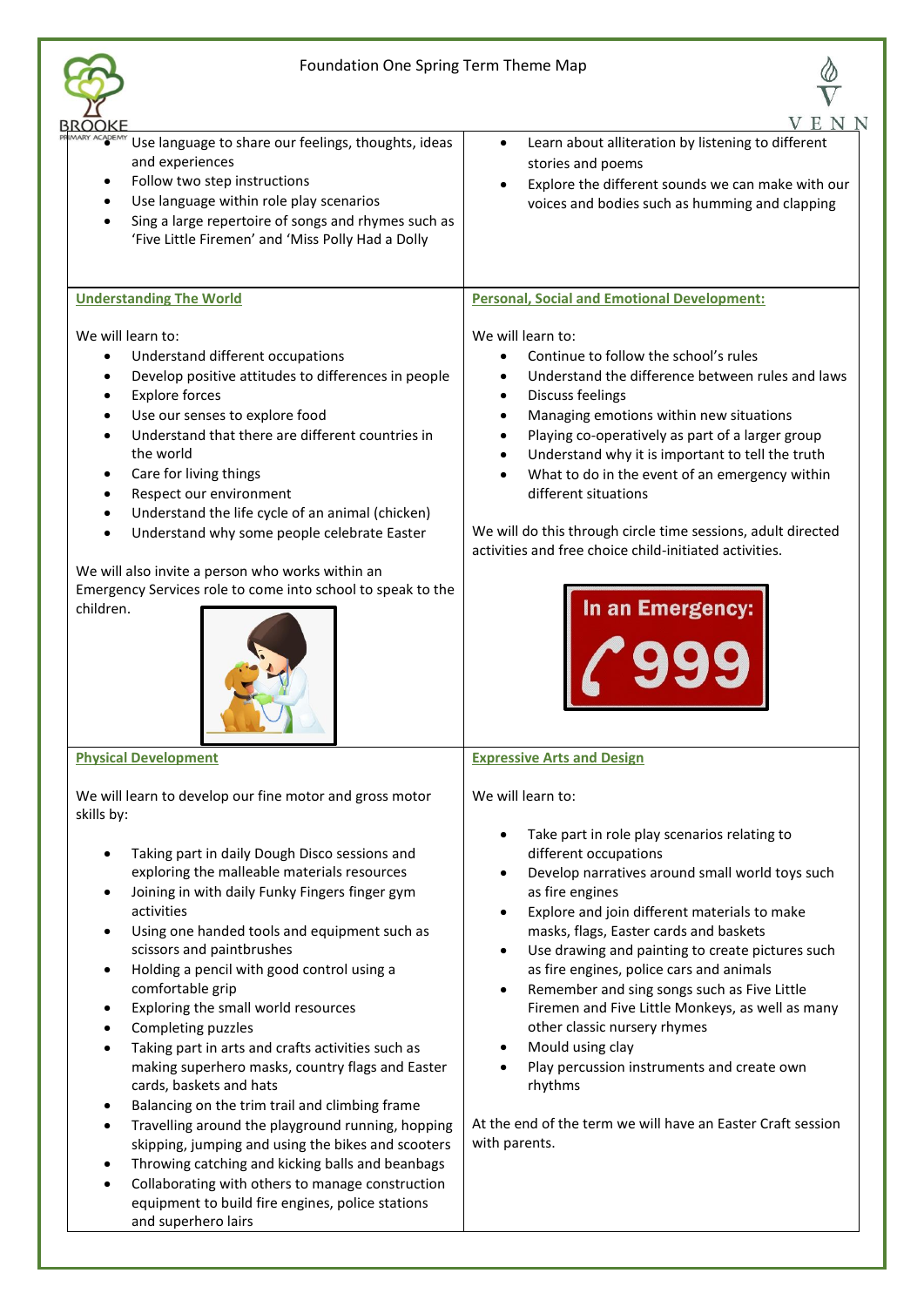Foundation One Spring Term Theme Map

- Use language to share our feelings, thoughts, ideas and experiences
- Follow two step instructions
- Use language within role play scenarios
- Sing a large repertoire of songs and rhymes such as 'Five Little Firemen' and 'Miss Polly Had a Dolly

- Learn about alliteration by listening to different stories and poems
- Explore the different sounds we can make with our voices and bodies such as humming and clapping

## Understanding The World

We will learn to:

- Understand different occupations
- Develop positive attitudes to differences in people
- Explore forces
- Use our senses to explore food
- Understand that there are different countries in the world
- Care for living things
- Respect our environment
- Understand the life cycle of an animal (chicken)
- Understand why some people celebrate Easter

We will also invite a person who works within an Emergency Services role to come into school to speak to the children.

## Personal, Social and Emotional Development:

We will learn to:

- Continue to follow the school's rules
- Understand the difference between rules and laws
- Discuss feelings
- Managing emotions within new situations
- Playing co-operatively as part of a larger group
- Understand why it is important to tell the truth
- What to do in the event of an emergency within different situations

We will do this through circle time sessions, adult directed activities and free choice child-initiated activities.

In an Emergency: 999

## Physical Development

We will learn to develop our fine motor and gross motor skills by:

- Taking part in daily Dough Disco sessions and exploring the malleable materials resources
- Joining in with daily Funky Fingers finger gym activities
- Using one handed tools and equipment such as scissors and paintbrushes
- Holding a pencil with good control using a comfortable grip
- Exploring the small world resources
- Completing puzzles
- Taking part in arts and crafts activities such as making superhero masks, country flags and Easter cards, baskets and hats
- Balancing on the trim trail and climbing frame
- Travelling around the playground running, hopping skipping, jumping and using the bikes and scooters
- Throwing catching and kicking balls and beanbags
- Collaborating with others to manage construction equipment to build fire engines, police stations and superhero lairs

## Expressive Arts and Design

We will learn to:

- Take part in role play scenarios relating to different occupations
- Develop narratives around small world toys such as fire engines
- Explore and join different materials to make masks, flags, Easter cards and baskets
- Use drawing and painting to create pictures such as fire engines, police cars and animals
- Remember and sing songs such as Five Little Firemen and Five Little Monkeys, as well as many other classic nursery rhymes
- Mould using clay
- Play percussion instruments and create own rhythms

At the end of the term we will have an Easter Craft session with parents.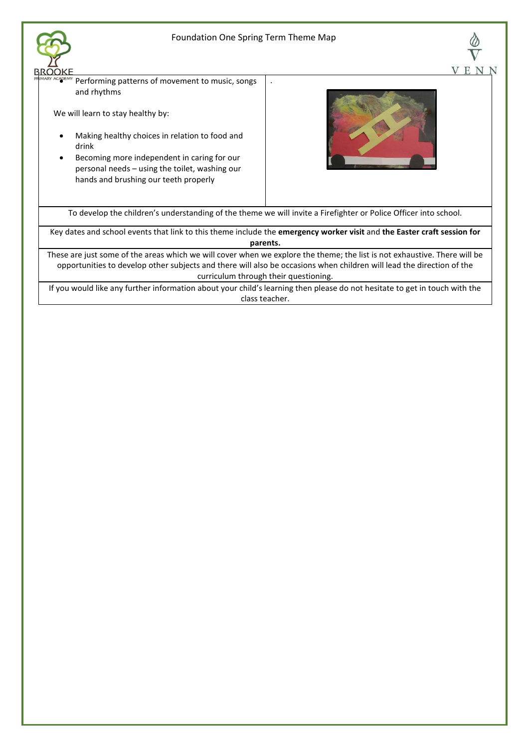Foundation One Spring Term Theme Map

- Performing patterns of movement to music, songs and rhythms

We will learn to stay healthy by:

- Making healthy choices in relation to food and drink
- Becoming more independent in caring for our personal needs – using the toilet, washing our hands and brushing our teeth properly

To develop the children's understanding of the theme we will invite a Firefighter or Police Officer into school.

Key dates and school events that link to this theme include the **emergency worker visit** and **the Easter craft session for parents.**

These are just some of the areas which we will cover when we explore the theme; the list is not exhaustive. There will be opportunities to develop other subjects and there will also be occasions when children will lead the direction of the curriculum through their questioning.

If you would like any further information about your child's learning then please do not hesitate to get in touch with the class teacher.